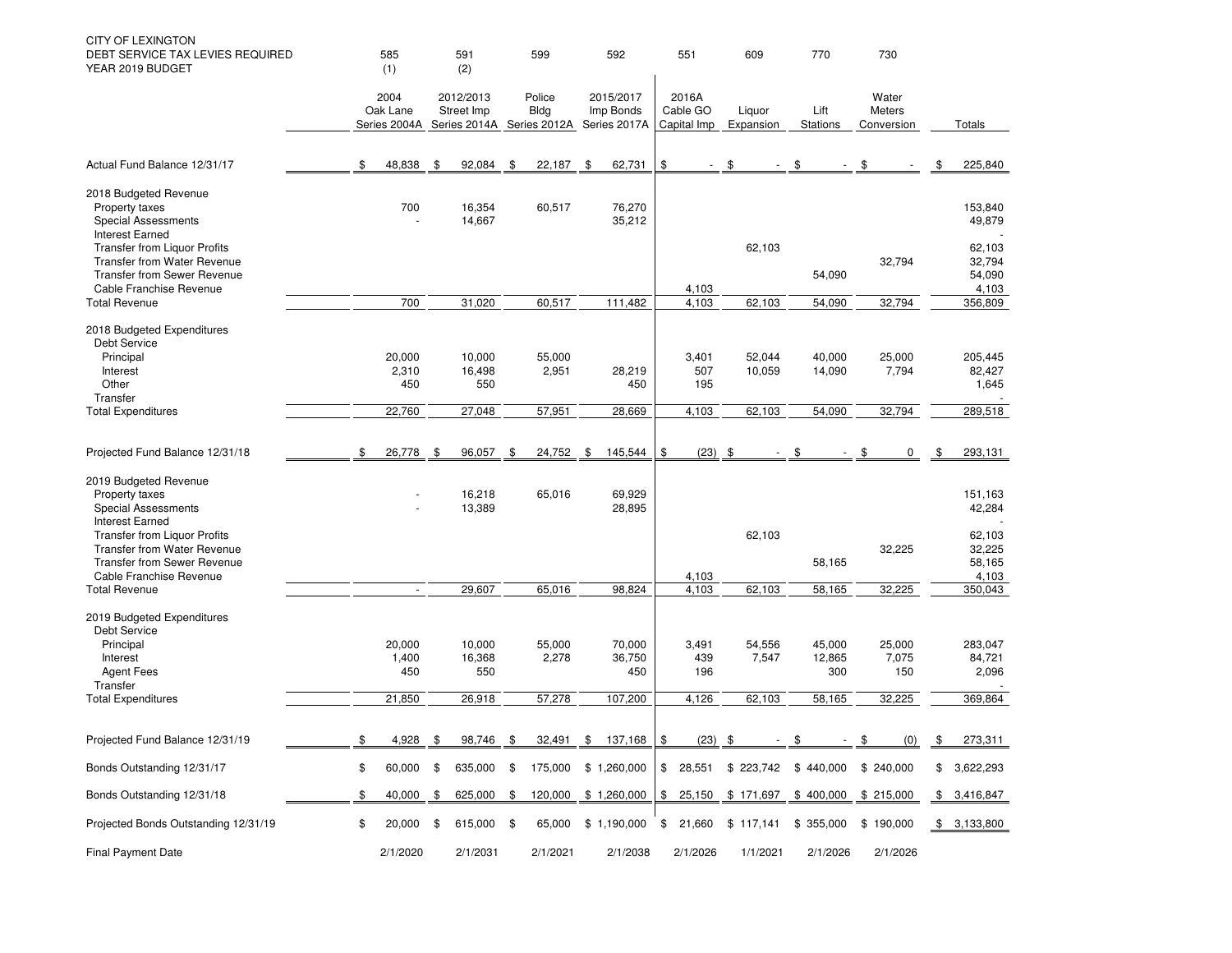CITY OF LEXINGTON
DEBT SERVICE TAX LEVIES REQUIRED
YEAR 2019 BUDGET

| | 585 (1) | 591 (2) | 599 | 592 | 551 | 609 | 770 | 730 | |
|---|---|---|---|---|---|---|---|---|---|
| | 2004 Oak Lane Series 2004A | 2012/2013 Street Imp Series 2014A | Police Bldg Series 2012A | 2015/2017 Imp Bonds Series 2017A | 2016A Cable GO Capital Imp | Liquor Expansion | Lift Stations | Water Meters Conversion | Totals |
| Actual Fund Balance 12/31/17 | $ 48,838 | $ 92,084 | $ 22,187 | $ 62,731 | $ - | $ - | $ - | $ - | $ 225,840 |
| **2018 Budgeted Revenue** | | | | | | | | | |
| Property taxes | 700 | 16,354 | 60,517 | 76,270 | | | | | 153,840 |
| Special Assessments | - | 14,667 | | 35,212 | | | | | 49,879 |
| Interest Earned | | | | | | | | | - |
| Transfer from Liquor Profits | | | | | | 62,103 | | | 62,103 |
| Transfer from Water Revenue | | | | | | | | 32,794 | 32,794 |
| Transfer from Sewer Revenue | | | | | | | 54,090 | | 54,090 |
| Cable Franchise Revenue | | | | | 4,103 | | | | 4,103 |
| Total Revenue | 700 | 31,020 | 60,517 | 111,482 | 4,103 | 62,103 | 54,090 | 32,794 | 356,809 |
| **2018 Budgeted Expenditures** | | | | | | | | | |
| Debt Service | | | | | | | | | |
| Principal | 20,000 | 10,000 | 55,000 | | 3,401 | 52,044 | 40,000 | 25,000 | 205,445 |
| Interest | 2,310 | 16,498 | 2,951 | 28,219 | 507 | 10,059 | 14,090 | 7,794 | 82,427 |
| Other | 450 | 550 | | 450 | 195 | | | | 1,645 |
| Transfer | | | | | | | | | - |
| Total Expenditures | 22,760 | 27,048 | 57,951 | 28,669 | 4,103 | 62,103 | 54,090 | 32,794 | 289,518 |
| Projected Fund Balance 12/31/18 | $ 26,778 | $ 96,057 | $ 24,752 | $ 145,544 | $ (23) | $ - | $ - | $ 0 | $ 293,131 |
| **2019 Budgeted Revenue** | | | | | | | | | |
| Property taxes | - | 16,218 | 65,016 | 69,929 | | | | | 151,163 |
| Special Assessments | - | 13,389 | | 28,895 | | | | | 42,284 |
| Interest Earned | | | | | | | | | - |
| Transfer from Liquor Profits | | | | | | 62,103 | | | 62,103 |
| Transfer from Water Revenue | | | | | | | | 32,225 | 32,225 |
| Transfer from Sewer Revenue | | | | | | | 58,165 | | 58,165 |
| Cable Franchise Revenue | | | | | 4,103 | | | | 4,103 |
| Total Revenue | - | 29,607 | 65,016 | 98,824 | 4,103 | 62,103 | 58,165 | 32,225 | 350,043 |
| **2019 Budgeted Expenditures** | | | | | | | | | |
| Debt Service | | | | | | | | | |
| Principal | 20,000 | 10,000 | 55,000 | 70,000 | 3,491 | 54,556 | 45,000 | 25,000 | 283,047 |
| Interest | 1,400 | 16,368 | 2,278 | 36,750 | 439 | 7,547 | 12,865 | 7,075 | 84,721 |
| Agent Fees | 450 | 550 | | 450 | 196 | | 300 | 150 | 2,096 |
| Transfer | | | | | | | | | - |
| Total Expenditures | 21,850 | 26,918 | 57,278 | 107,200 | 4,126 | 62,103 | 58,165 | 32,225 | 369,864 |
| Projected Fund Balance 12/31/19 | $ 4,928 | $ 98,746 | $ 32,491 | $ 137,168 | $ (23) | $ - | $ - | $ (0) | $ 273,311 |
| Bonds Outstanding 12/31/17 | $ 60,000 | $ 635,000 | $ 175,000 | $ 1,260,000 | $ 28,551 | $ 223,742 | $ 440,000 | $ 240,000 | $ 3,622,293 |
| Bonds Outstanding 12/31/18 | $ 40,000 | $ 625,000 | $ 120,000 | $ 1,260,000 | $ 25,150 | $ 171,697 | $ 400,000 | $ 215,000 | $ 3,416,847 |
| Projected Bonds Outstanding 12/31/19 | $ 20,000 | $ 615,000 | $ 65,000 | $ 1,190,000 | $ 21,660 | $ 117,141 | $ 355,000 | $ 190,000 | $ 3,133,800 |
| Final Payment Date | 2/1/2020 | 2/1/2031 | 2/1/2021 | 2/1/2038 | 2/1/2026 | 1/1/2021 | 2/1/2026 | 2/1/2026 | |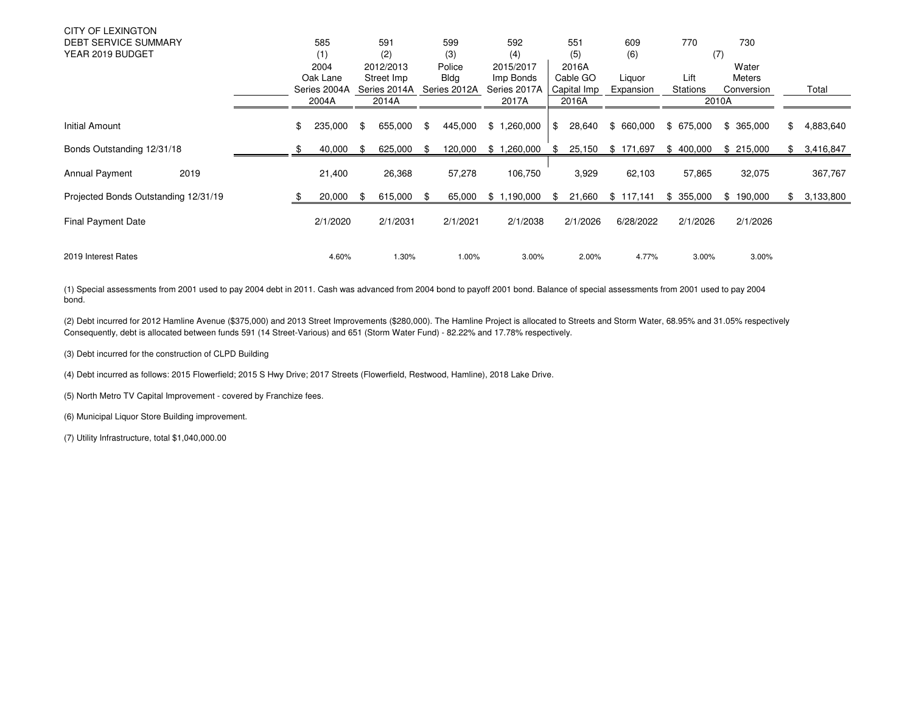CITY OF LEXINGTON
DEBT SERVICE SUMMARY
YEAR 2019 BUDGET

| | | 585 | 591 | 599 | 592 | 551 | 609 | 770 | 730 | |
|---|---|---|---|---|---|---|---|---|---|---|
| | | (1) | (2) | (3) | (4) | (5) | (6) | (7) | | |
| | | 2004 Oak Lane Series 2004A | 2012/2013 Street Imp Series 2014A | Police Bldg Series 2012A | 2015/2017 Imp Bonds Series 2017A | 2016A Cable GO Capital Imp | Liquor Expansion | Lift Stations | Water Meters Conversion | Total |
| | | 2004A | 2014A | | 2017A | 2016A | | 2010A | | |
| Initial Amount | | $ 235,000 | $ 655,000 | $ 445,000 | $ 1,260,000 | $ 28,640 | $ 660,000 | $ 675,000 | $ 365,000 | $ 4,883,640 |
| Bonds Outstanding 12/31/18 | | $ 40,000 | $ 625,000 | $ 120,000 | $ 1,260,000 | $ 25,150 | $ 171,697 | $ 400,000 | $ 215,000 | $ 3,416,847 |
| Annual Payment | 2019 | 21,400 | 26,368 | 57,278 | 106,750 | 3,929 | 62,103 | 57,865 | 32,075 | 367,767 |
| Projected Bonds Outstanding 12/31/19 | | $ 20,000 | $ 615,000 | $ 65,000 | $ 1,190,000 | $ 21,660 | $ 117,141 | $ 355,000 | $ 190,000 | $ 3,133,800 |
| Final Payment Date | | 2/1/2020 | 2/1/2031 | 2/1/2021 | 2/1/2038 | 2/1/2026 | 6/28/2022 | 2/1/2026 | 2/1/2026 | |
| 2019 Interest Rates | | 4.60% | 1.30% | 1.00% | 3.00% | 2.00% | 4.77% | 3.00% | 3.00% | |

(1) Special assessments from 2001 used to pay 2004 debt in 2011. Cash was advanced from 2004 bond to payoff 2001 bond. Balance of special assessments from 2001 used to pay 2004 bond.

(2) Debt incurred for 2012 Hamline Avenue ($375,000) and 2013 Street Improvements ($280,000). The Hamline Project is allocated to Streets and Storm Water, 68.95% and 31.05% respectively Consequently, debt is allocated between funds 591 (14 Street-Various) and 651 (Storm Water Fund) - 82.22% and 17.78% respectively.

(3) Debt incurred for the construction of CLPD Building

(4) Debt incurred as follows: 2015 Flowerfield; 2015 S Hwy Drive; 2017 Streets (Flowerfield, Restwood, Hamline), 2018 Lake Drive.

(5) North Metro TV Capital Improvement - covered by Franchize fees.

(6) Municipal Liquor Store Building improvement.

(7) Utility Infrastructure, total $1,040,000.00